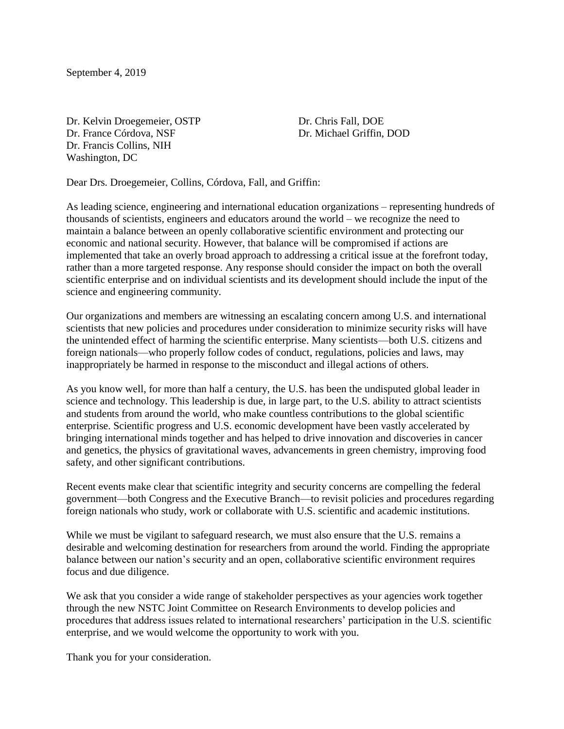September 4, 2019

Dr. Kelvin Droegemeier, OSTP
Dr. France Córdova, NSF
Dr. Francis Collins, NIH
Washington, DC

Dr. Chris Fall, DOE
Dr. Michael Griffin, DOD

Dear Drs. Droegemeier, Collins, Córdova, Fall, and Griffin:

As leading science, engineering and international education organizations – representing hundreds of thousands of scientists, engineers and educators around the world – we recognize the need to maintain a balance between an openly collaborative scientific environment and protecting our economic and national security. However, that balance will be compromised if actions are implemented that take an overly broad approach to addressing a critical issue at the forefront today, rather than a more targeted response. Any response should consider the impact on both the overall scientific enterprise and on individual scientists and its development should include the input of the science and engineering community.

Our organizations and members are witnessing an escalating concern among U.S. and international scientists that new policies and procedures under consideration to minimize security risks will have the unintended effect of harming the scientific enterprise. Many scientists—both U.S. citizens and foreign nationals—who properly follow codes of conduct, regulations, policies and laws, may inappropriately be harmed in response to the misconduct and illegal actions of others.

As you know well, for more than half a century, the U.S. has been the undisputed global leader in science and technology. This leadership is due, in large part, to the U.S. ability to attract scientists and students from around the world, who make countless contributions to the global scientific enterprise. Scientific progress and U.S. economic development have been vastly accelerated by bringing international minds together and has helped to drive innovation and discoveries in cancer and genetics, the physics of gravitational waves, advancements in green chemistry, improving food safety, and other significant contributions.

Recent events make clear that scientific integrity and security concerns are compelling the federal government—both Congress and the Executive Branch—to revisit policies and procedures regarding foreign nationals who study, work or collaborate with U.S. scientific and academic institutions.

While we must be vigilant to safeguard research, we must also ensure that the U.S. remains a desirable and welcoming destination for researchers from around the world. Finding the appropriate balance between our nation's security and an open, collaborative scientific environment requires focus and due diligence.

We ask that you consider a wide range of stakeholder perspectives as your agencies work together through the new NSTC Joint Committee on Research Environments to develop policies and procedures that address issues related to international researchers' participation in the U.S. scientific enterprise, and we would welcome the opportunity to work with you.

Thank you for your consideration.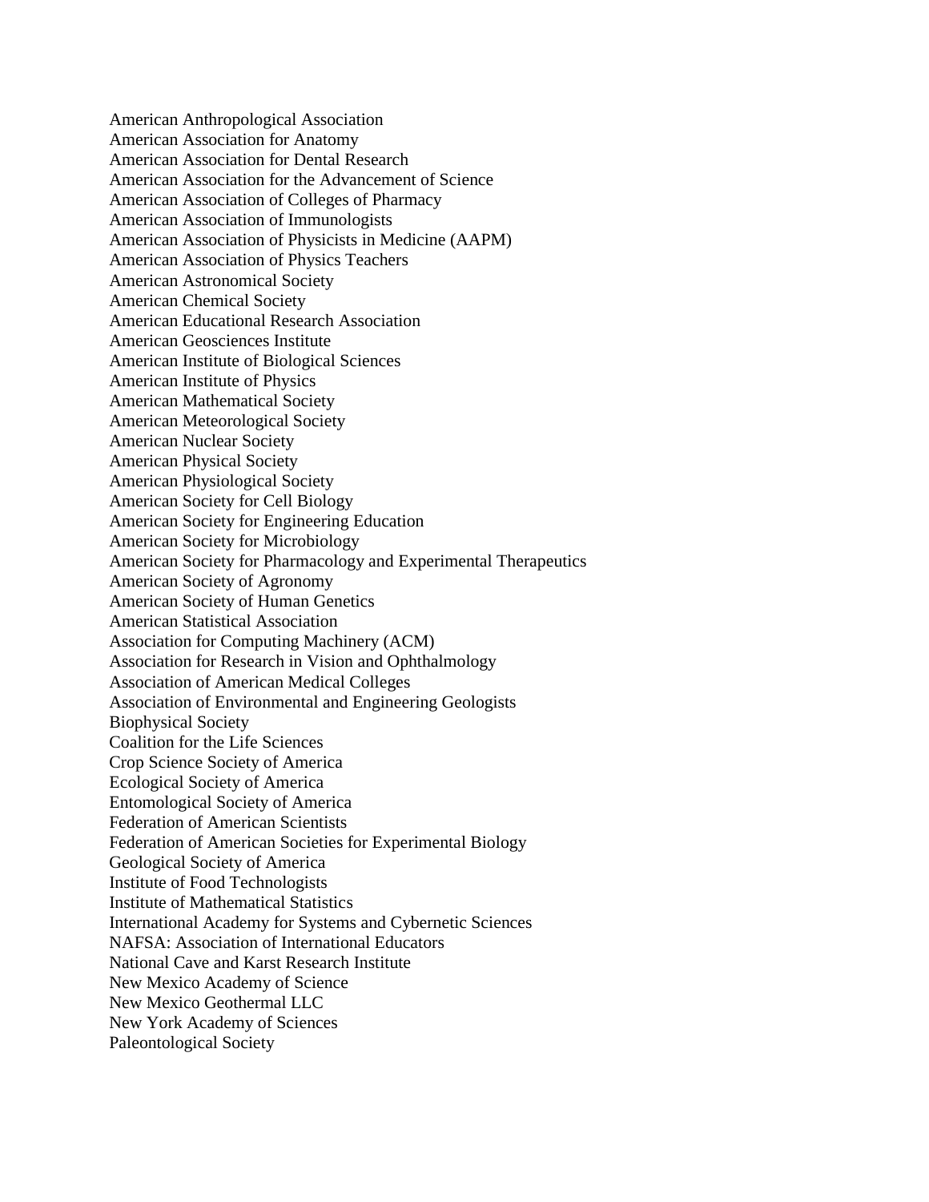American Anthropological Association
American Association for Anatomy
American Association for Dental Research
American Association for the Advancement of Science
American Association of Colleges of Pharmacy
American Association of Immunologists
American Association of Physicists in Medicine (AAPM)
American Association of Physics Teachers
American Astronomical Society
American Chemical Society
American Educational Research Association
American Geosciences Institute
American Institute of Biological Sciences
American Institute of Physics
American Mathematical Society
American Meteorological Society
American Nuclear Society
American Physical Society
American Physiological Society
American Society for Cell Biology
American Society for Engineering Education
American Society for Microbiology
American Society for Pharmacology and Experimental Therapeutics
American Society of Agronomy
American Society of Human Genetics
American Statistical Association
Association for Computing Machinery (ACM)
Association for Research in Vision and Ophthalmology
Association of American Medical Colleges
Association of Environmental and Engineering Geologists
Biophysical Society
Coalition for the Life Sciences
Crop Science Society of America
Ecological Society of America
Entomological Society of America
Federation of American Scientists
Federation of American Societies for Experimental Biology
Geological Society of America
Institute of Food Technologists
Institute of Mathematical Statistics
International Academy for Systems and Cybernetic Sciences
NAFSA: Association of International Educators
National Cave and Karst Research Institute
New Mexico Academy of Science
New Mexico Geothermal LLC
New York Academy of Sciences
Paleontological Society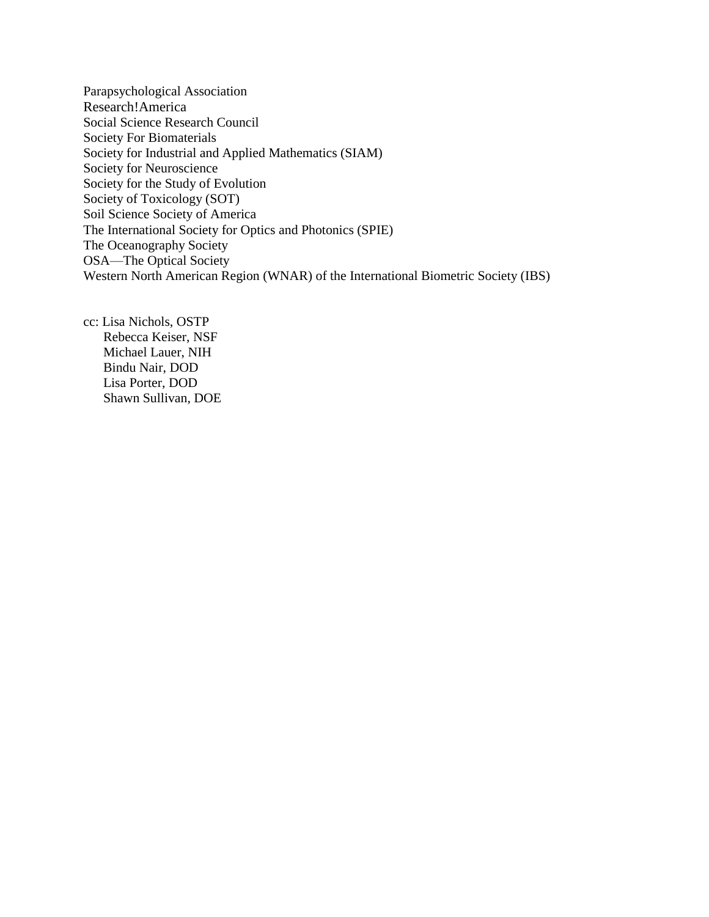Parapsychological Association
Research!America
Social Science Research Council
Society For Biomaterials
Society for Industrial and Applied Mathematics (SIAM)
Society for Neuroscience
Society for the Study of Evolution
Society of Toxicology (SOT)
Soil Science Society of America
The International Society for Optics and Photonics (SPIE)
The Oceanography Society
OSA—The Optical Society
Western North American Region (WNAR) of the International Biometric Society (IBS)

cc: Lisa Nichols, OSTP
Rebecca Keiser, NSF
Michael Lauer, NIH
Bindu Nair, DOD
Lisa Porter, DOD
Shawn Sullivan, DOE